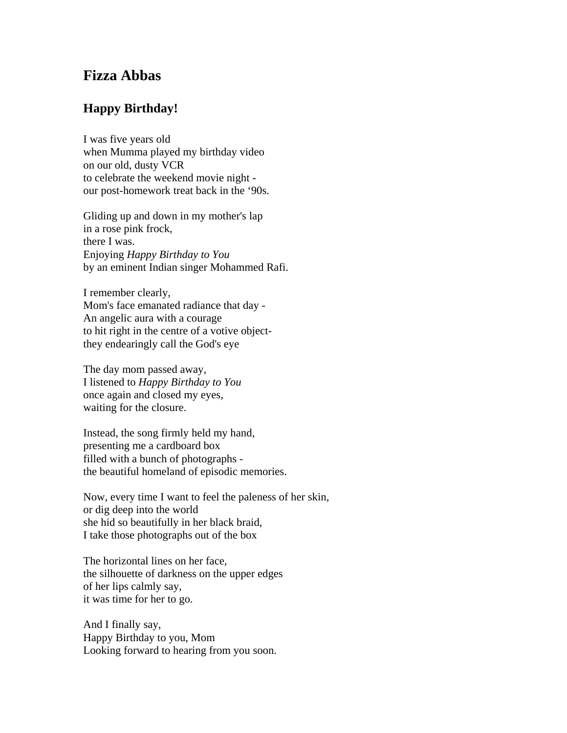## Fizza Abbas

### Happy Birthday!

I was five years old  
when Mumma played my birthday video  
on our old, dusty VCR  
to celebrate the weekend movie night -  
our post-homework treat back in the '90s.

Gliding up and down in my mother's lap  
in a rose pink frock,  
there I was.  
Enjoying *Happy Birthday to You*  
by an eminent Indian singer Mohammed Rafi.

I remember clearly,  
Mom's face emanated radiance that day -  
An angelic aura with a courage  
to hit right in the centre of a votive object-  
they endearingly call the God's eye

The day mom passed away,  
I listened to *Happy Birthday to You*  
once again and closed my eyes,  
waiting for the closure.

Instead, the song firmly held my hand,  
presenting me a cardboard box  
filled with a bunch of photographs -  
the beautiful homeland of episodic memories.

Now, every time I want to feel the paleness of her skin,  
or dig deep into the world  
she hid so beautifully in her black braid,  
I take those photographs out of the box

The horizontal lines on her face,  
the silhouette of darkness on the upper edges  
of her lips calmly say,  
it was time for her to go.

And I finally say,  
Happy Birthday to you, Mom  
Looking forward to hearing from you soon.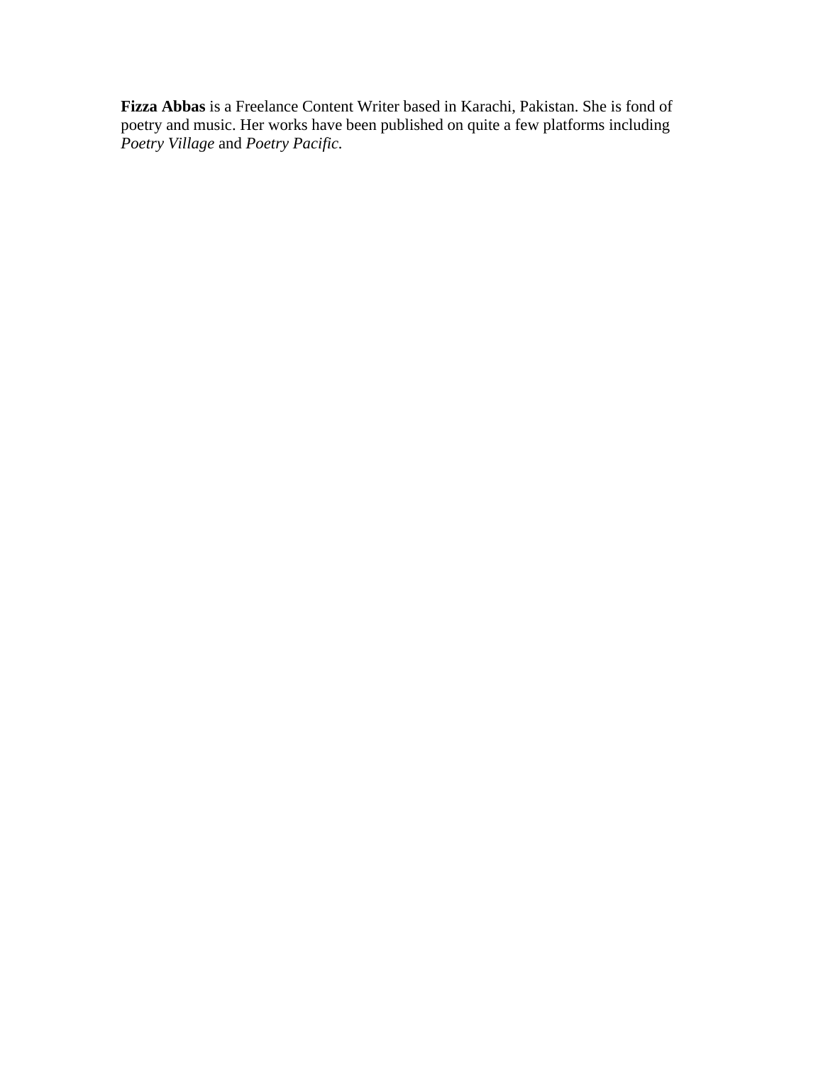**Fizza Abbas** is a Freelance Content Writer based in Karachi, Pakistan. She is fond of poetry and music. Her works have been published on quite a few platforms including *Poetry Village* and *Poetry Pacific.*